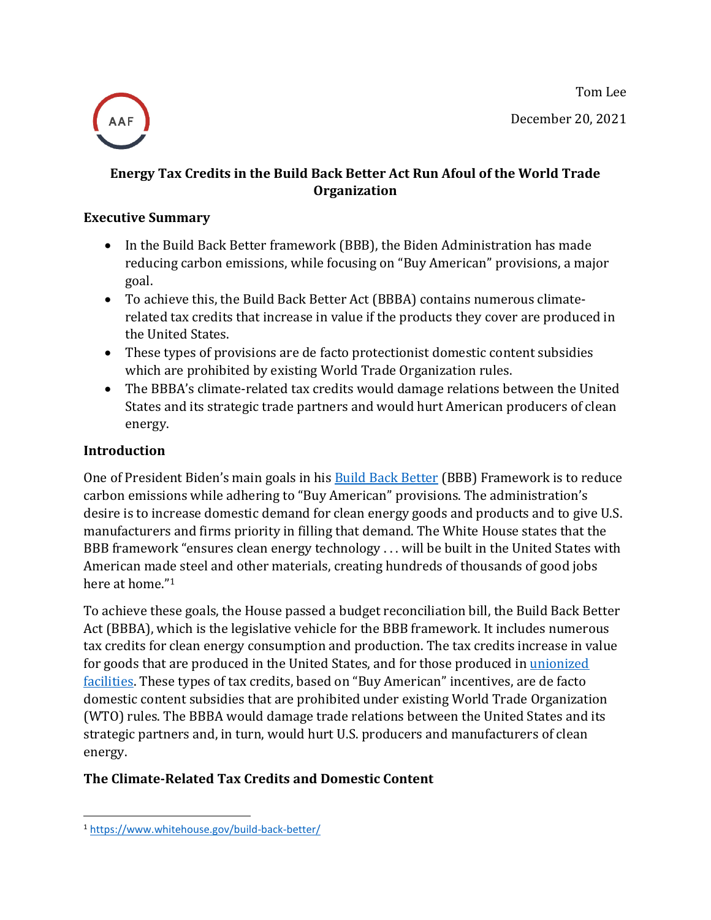Tom Lee

December 20, 2021

# Energy Tax Credits in the Build Back Better Act Run Afoul of the World Trade Organization

## Executive Summary

- In the Build Back Better framework (BBB), the Biden Administration has made reducing carbon emissions, while focusing on "Buy American" provisions, a major goal.
- To achieve this, the Build Back Better Act (BBBA) contains numerous climate-related tax credits that increase in value if the products they cover are produced in the United States.
- These types of provisions are de facto protectionist domestic content subsidies which are prohibited by existing World Trade Organization rules.
- The BBBA's climate-related tax credits would damage relations between the United States and its strategic trade partners and would hurt American producers of clean energy.

## Introduction

One of President Biden's main goals in his Build Back Better (BBB) Framework is to reduce carbon emissions while adhering to "Buy American" provisions. The administration's desire is to increase domestic demand for clean energy goods and products and to give U.S. manufacturers and firms priority in filling that demand. The White House states that the BBB framework "ensures clean energy technology . . . will be built in the United States with American made steel and other materials, creating hundreds of thousands of good jobs here at home."[1]

To achieve these goals, the House passed a budget reconciliation bill, the Build Back Better Act (BBBA), which is the legislative vehicle for the BBB framework. It includes numerous tax credits for clean energy consumption and production. The tax credits increase in value for goods that are produced in the United States, and for those produced in unionized facilities. These types of tax credits, based on "Buy American" incentives, are de facto domestic content subsidies that are prohibited under existing World Trade Organization (WTO) rules. The BBBA would damage trade relations between the United States and its strategic partners and, in turn, would hurt U.S. producers and manufacturers of clean energy.

## The Climate-Related Tax Credits and Domestic Content

[1] https://www.whitehouse.gov/build-back-better/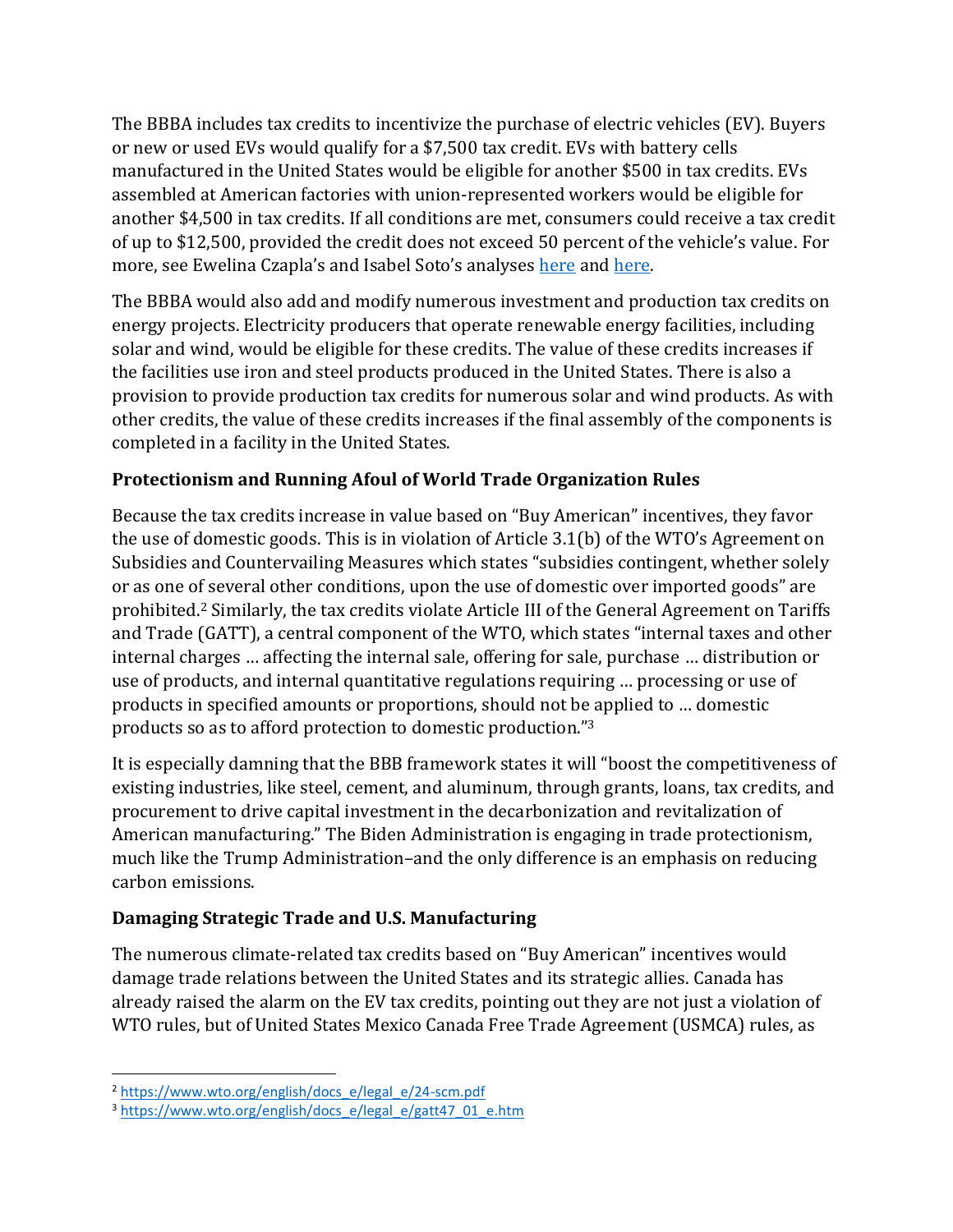The BBBA includes tax credits to incentivize the purchase of electric vehicles (EV). Buyers or new or used EVs would qualify for a $7,500 tax credit. EVs with battery cells manufactured in the United States would be eligible for another $500 in tax credits. EVs assembled at American factories with union-represented workers would be eligible for another $4,500 in tax credits. If all conditions are met, consumers could receive a tax credit of up to $12,500, provided the credit does not exceed 50 percent of the vehicle's value. For more, see Ewelina Czapla's and Isabel Soto's analyses [here](#) and [here](#).

The BBBA would also add and modify numerous investment and production tax credits on energy projects. Electricity producers that operate renewable energy facilities, including solar and wind, would be eligible for these credits. The value of these credits increases if the facilities use iron and steel products produced in the United States. There is also a provision to provide production tax credits for numerous solar and wind products. As with other credits, the value of these credits increases if the final assembly of the components is completed in a facility in the United States.

### Protectionism and Running Afoul of World Trade Organization Rules

Because the tax credits increase in value based on "Buy American" incentives, they favor the use of domestic goods. This is in violation of Article 3.1(b) of the WTO's Agreement on Subsidies and Countervailing Measures which states "subsidies contingent, whether solely or as one of several other conditions, upon the use of domestic over imported goods" are prohibited.[2] Similarly, the tax credits violate Article III of the General Agreement on Tariffs and Trade (GATT), a central component of the WTO, which states "internal taxes and other internal charges … affecting the internal sale, offering for sale, purchase … distribution or use of products, and internal quantitative regulations requiring … processing or use of products in specified amounts or proportions, should not be applied to … domestic products so as to afford protection to domestic production."[3]

It is especially damning that the BBB framework states it will "boost the competitiveness of existing industries, like steel, cement, and aluminum, through grants, loans, tax credits, and procurement to drive capital investment in the decarbonization and revitalization of American manufacturing." The Biden Administration is engaging in trade protectionism, much like the Trump Administration–and the only difference is an emphasis on reducing carbon emissions.

### Damaging Strategic Trade and U.S. Manufacturing

The numerous climate-related tax credits based on "Buy American" incentives would damage trade relations between the United States and its strategic allies. Canada has already raised the alarm on the EV tax credits, pointing out they are not just a violation of WTO rules, but of United States Mexico Canada Free Trade Agreement (USMCA) rules, as

---

[2] https://www.wto.org/english/docs_e/legal_e/24-scm.pdf

[3] https://www.wto.org/english/docs_e/legal_e/gatt47_01_e.htm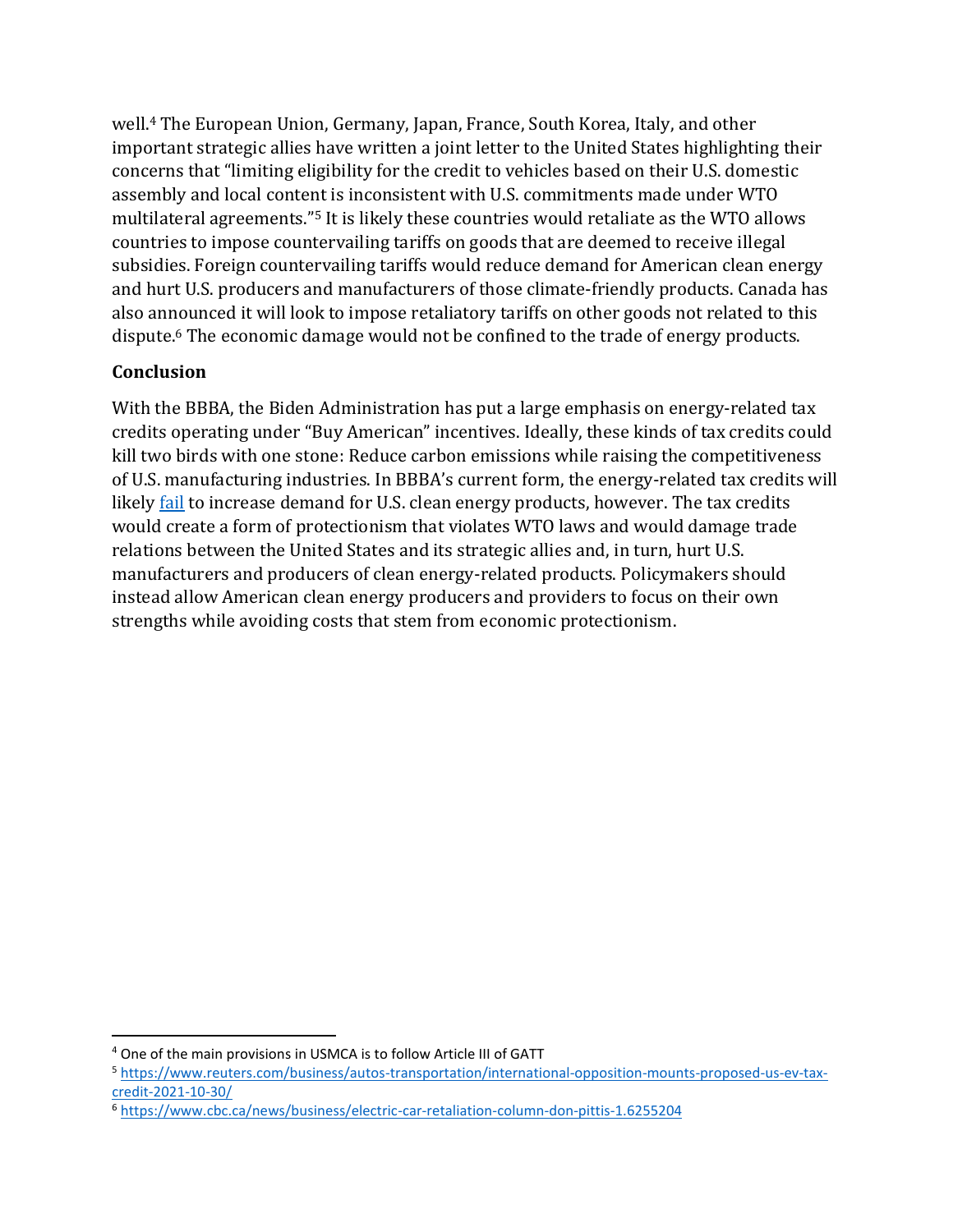well.[4] The European Union, Germany, Japan, France, South Korea, Italy, and other important strategic allies have written a joint letter to the United States highlighting their concerns that "limiting eligibility for the credit to vehicles based on their U.S. domestic assembly and local content is inconsistent with U.S. commitments made under WTO multilateral agreements."[5] It is likely these countries would retaliate as the WTO allows countries to impose countervailing tariffs on goods that are deemed to receive illegal subsidies. Foreign countervailing tariffs would reduce demand for American clean energy and hurt U.S. producers and manufacturers of those climate-friendly products. Canada has also announced it will look to impose retaliatory tariffs on other goods not related to this dispute.[6] The economic damage would not be confined to the trade of energy products.

**Conclusion**

With the BBBA, the Biden Administration has put a large emphasis on energy-related tax credits operating under "Buy American" incentives. Ideally, these kinds of tax credits could kill two birds with one stone: Reduce carbon emissions while raising the competitiveness of U.S. manufacturing industries. In BBBA's current form, the energy-related tax credits will likely fail to increase demand for U.S. clean energy products, however. The tax credits would create a form of protectionism that violates WTO laws and would damage trade relations between the United States and its strategic allies and, in turn, hurt U.S. manufacturers and producers of clean energy-related products. Policymakers should instead allow American clean energy producers and providers to focus on their own strengths while avoiding costs that stem from economic protectionism.

---

[4] One of the main provisions in USMCA is to follow Article III of GATT

[5] https://www.reuters.com/business/autos-transportation/international-opposition-mounts-proposed-us-ev-tax-credit-2021-10-30/

[6] https://www.cbc.ca/news/business/electric-car-retaliation-column-don-pittis-1.6255204